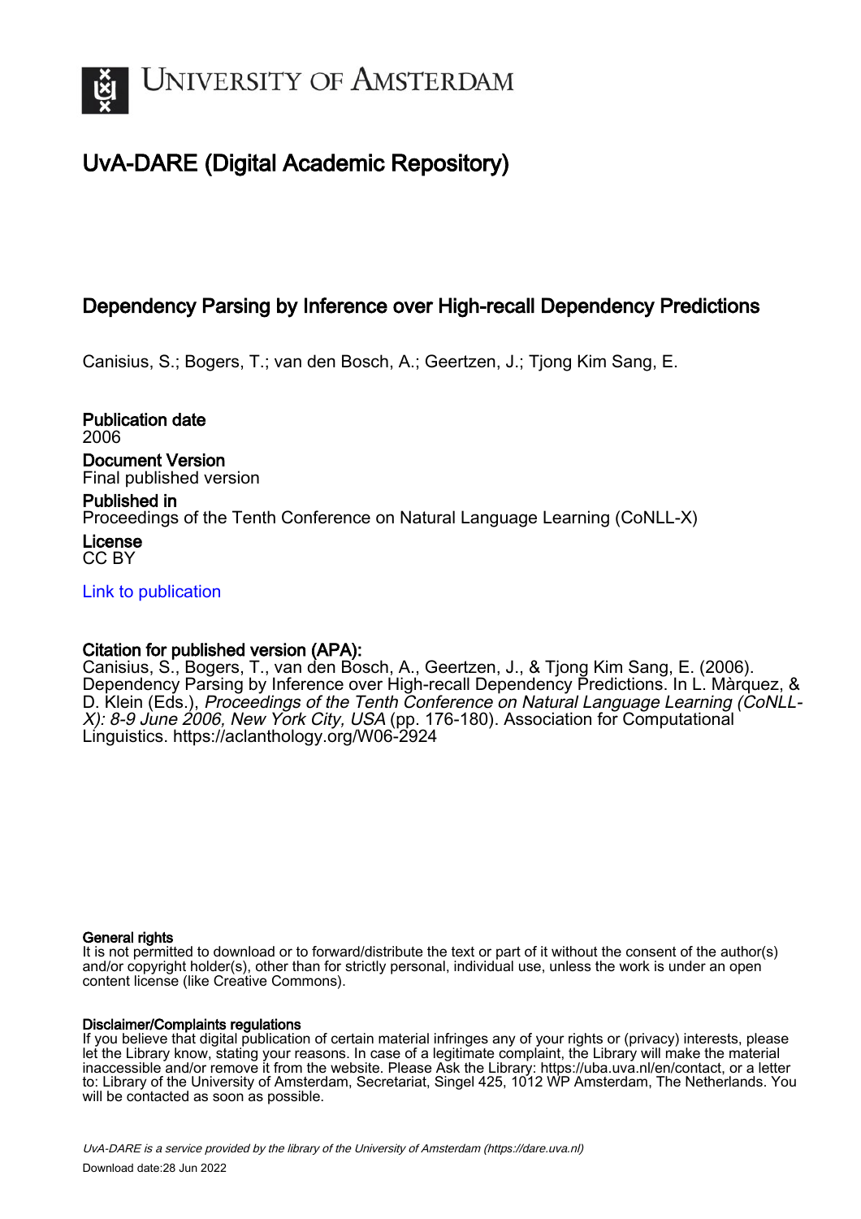# UvA-DARE (Digital Academic Repository)

## Dependency Parsing by Inference over High-recall Dependency Predictions

Canisius, S.; Bogers, T.; van den Bosch, A.; Geertzen, J.; Tjong Kim Sang, E.

**Publication date**
2006

**Document Version**
Final published version

**Published in**
Proceedings of the Tenth Conference on Natural Language Learning (CoNLL-X)

**License**
CC BY

Link to publication

**Citation for published version (APA):**
Canisius, S., Bogers, T., van den Bosch, A., Geertzen, J., & Tjong Kim Sang, E. (2006). Dependency Parsing by Inference over High-recall Dependency Predictions. In L. Màrquez, & D. Klein (Eds.), *Proceedings of the Tenth Conference on Natural Language Learning (CoNLL-X): 8-9 June 2006, New York City, USA* (pp. 176-180). Association for Computational Linguistics. https://aclanthology.org/W06-2924

**General rights**
It is not permitted to download or to forward/distribute the text or part of it without the consent of the author(s) and/or copyright holder(s), other than for strictly personal, individual use, unless the work is under an open content license (like Creative Commons).

**Disclaimer/Complaints regulations**
If you believe that digital publication of certain material infringes any of your rights or (privacy) interests, please let the Library know, stating your reasons. In case of a legitimate complaint, the Library will make the material inaccessible and/or remove it from the website. Please Ask the Library: https://uba.uva.nl/en/contact, or a letter to: Library of the University of Amsterdam, Secretariat, Singel 425, 1012 WP Amsterdam, The Netherlands. You will be contacted as soon as possible.

UvA-DARE is a service provided by the library of the University of Amsterdam (https://dare.uva.nl)
Download date:28 Jun 2022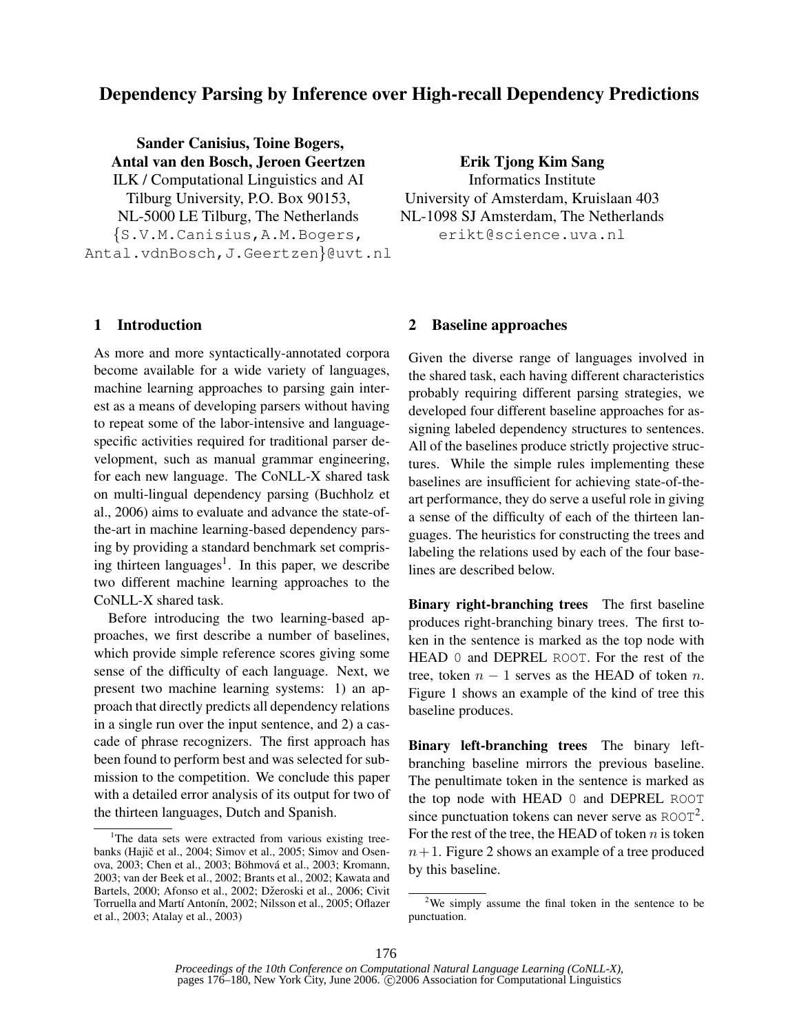# Dependency Parsing by Inference over High-recall Dependency Predictions

**Sander Canisius, Toine Bogers, Antal van den Bosch, Jeroen Geertzen**
ILK / Computational Linguistics and AI
Tilburg University, P.O. Box 90153,
NL-5000 LE Tilburg, The Netherlands
{S.V.M.Canisius,A.M.Bogers, Antal.vdnBosch,J.Geertzen}@uvt.nl

**Erik Tjong Kim Sang**
Informatics Institute
University of Amsterdam, Kruislaan 403
NL-1098 SJ Amsterdam, The Netherlands
erikt@science.uva.nl

## 1 Introduction

As more and more syntactically-annotated corpora become available for a wide variety of languages, machine learning approaches to parsing gain interest as a means of developing parsers without having to repeat some of the labor-intensive and language-specific activities required for traditional parser development, such as manual grammar engineering, for each new language. The CoNLL-X shared task on multi-lingual dependency parsing (Buchholz et al., 2006) aims to evaluate and advance the state-of-the-art in machine learning-based dependency parsing by providing a standard benchmark set comprising thirteen languages[1]. In this paper, we describe two different machine learning approaches to the CoNLL-X shared task.

Before introducing the two learning-based approaches, we first describe a number of baselines, which provide simple reference scores giving some sense of the difficulty of each language. Next, we present two machine learning systems: 1) an approach that directly predicts all dependency relations in a single run over the input sentence, and 2) a cascade of phrase recognizers. The first approach has been found to perform best and was selected for submission to the competition. We conclude this paper with a detailed error analysis of its output for two of the thirteen languages, Dutch and Spanish.

[1]The data sets were extracted from various existing treebanks (Hajič et al., 2004; Simov et al., 2005; Simov and Osenova, 2003; Chen et al., 2003; Böhmová et al., 2003; Kromann, 2003; van der Beek et al., 2002; Brants et al., 2002; Kawata and Bartels, 2000; Afonso et al., 2002; Džeroski et al., 2006; Civit Torruella and Martí Antonín, 2002; Nilsson et al., 2005; Oflazer et al., 2003; Atalay et al., 2003)

## 2 Baseline approaches

Given the diverse range of languages involved in the shared task, each having different characteristics probably requiring different parsing strategies, we developed four different baseline approaches for assigning labeled dependency structures to sentences. All of the baselines produce strictly projective structures. While the simple rules implementing these baselines are insufficient for achieving state-of-the-art performance, they do serve a useful role in giving a sense of the difficulty of each of the thirteen languages. The heuristics for constructing the trees and labeling the relations used by each of the four baselines are described below.

**Binary right-branching trees** The first baseline produces right-branching binary trees. The first token in the sentence is marked as the top node with HEAD 0 and DEPREL ROOT. For the rest of the tree, token $n-1$ serves as the HEAD of token $n$. Figure 1 shows an example of the kind of tree this baseline produces.

**Binary left-branching trees** The binary left-branching baseline mirrors the previous baseline. The penultimate token in the sentence is marked as the top node with HEAD 0 and DEPREL ROOT since punctuation tokens can never serve as ROOT[2]. For the rest of the tree, the HEAD of token $n$ is token $n+1$. Figure 2 shows an example of a tree produced by this baseline.

[2]We simply assume the final token in the sentence to be punctuation.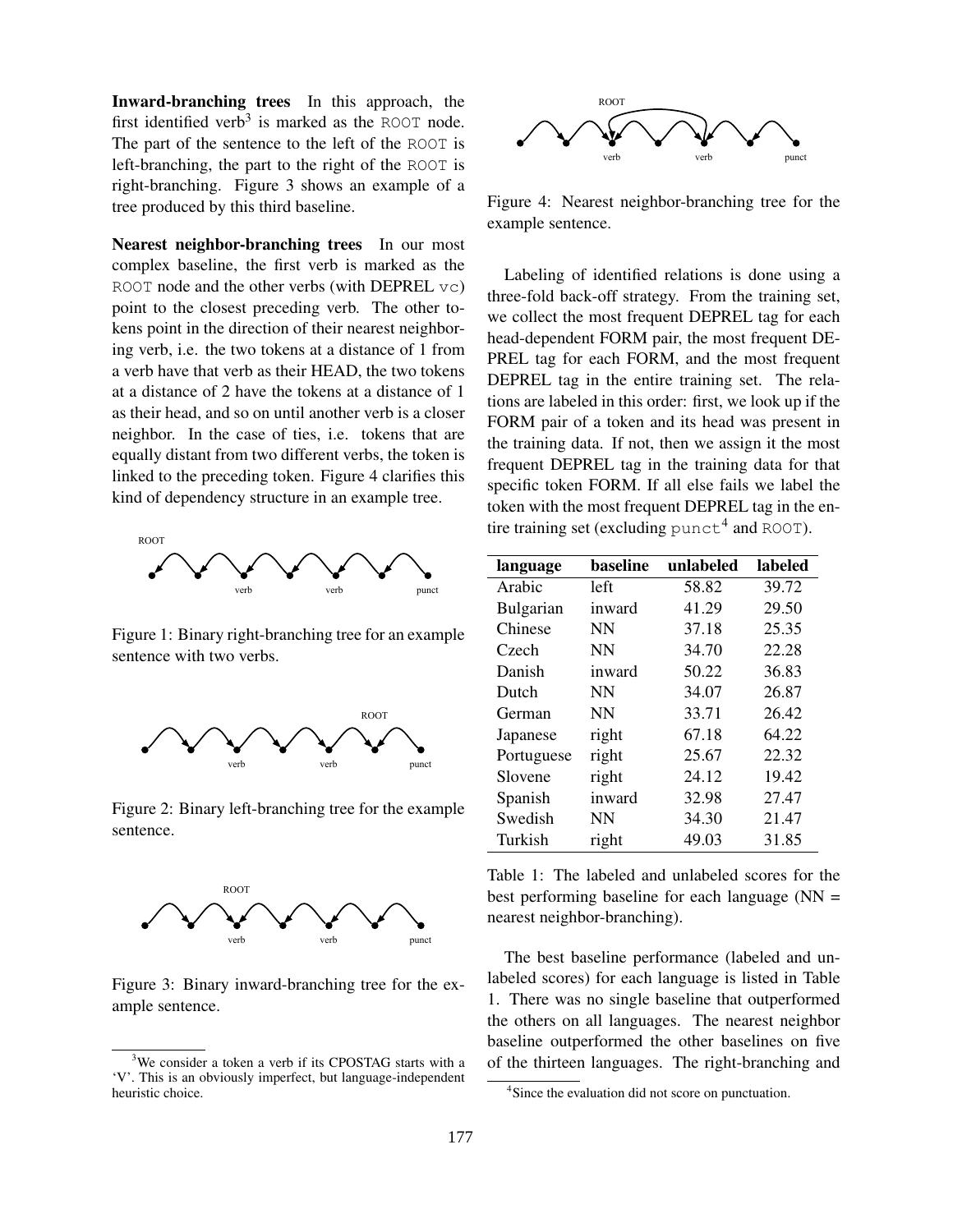**Inward-branching trees** In this approach, the first identified verb[3] is marked as the ROOT node. The part of the sentence to the left of the ROOT is left-branching, the part to the right of the ROOT is right-branching. Figure 3 shows an example of a tree produced by this third baseline.

**Nearest neighbor-branching trees** In our most complex baseline, the first verb is marked as the ROOT node and the other verbs (with DEPREL vc) point to the closest preceding verb. The other tokens point in the direction of their nearest neighboring verb, i.e. the two tokens at a distance of 1 from a verb have that verb as their HEAD, the two tokens at a distance of 2 have the tokens at a distance of 1 as their head, and so on until another verb is a closer neighbor. In the case of ties, i.e. tokens that are equally distant from two different verbs, the token is linked to the preceding token. Figure 4 clarifies this kind of dependency structure in an example tree.

Figure 1: Binary right-branching tree for an example sentence with two verbs.

Figure 2: Binary left-branching tree for the example sentence.

Figure 3: Binary inward-branching tree for the example sentence.

Figure 4: Nearest neighbor-branching tree for the example sentence.

Labeling of identified relations is done using a three-fold back-off strategy. From the training set, we collect the most frequent DEPREL tag for each head-dependent FORM pair, the most frequent DEPREL tag for each FORM, and the most frequent DEPREL tag in the entire training set. The relations are labeled in this order: first, we look up if the FORM pair of a token and its head was present in the training data. If not, then we assign it the most frequent DEPREL tag in the training data for that specific token FORM. If all else fails we label the token with the most frequent DEPREL tag in the entire training set (excluding punct[4] and ROOT).

| language | baseline | unlabeled | labeled |
|---|---|---|---|
| Arabic | left | 58.82 | 39.72 |
| Bulgarian | inward | 41.29 | 29.50 |
| Chinese | NN | 37.18 | 25.35 |
| Czech | NN | 34.70 | 22.28 |
| Danish | inward | 50.22 | 36.83 |
| Dutch | NN | 34.07 | 26.87 |
| German | NN | 33.71 | 26.42 |
| Japanese | right | 67.18 | 64.22 |
| Portuguese | right | 25.67 | 22.32 |
| Slovene | right | 24.12 | 19.42 |
| Spanish | inward | 32.98 | 27.47 |
| Swedish | NN | 34.30 | 21.47 |
| Turkish | right | 49.03 | 31.85 |

Table 1: The labeled and unlabeled scores for the best performing baseline for each language (NN = nearest neighbor-branching).

The best baseline performance (labeled and unlabeled scores) for each language is listed in Table 1. There was no single baseline that outperformed the others on all languages. The nearest neighbor baseline outperformed the other baselines on five of the thirteen languages. The right-branching and

[3] We consider a token a verb if its CPOSTAG starts with a 'V'. This is an obviously imperfect, but language-independent heuristic choice.

[4] Since the evaluation did not score on punctuation.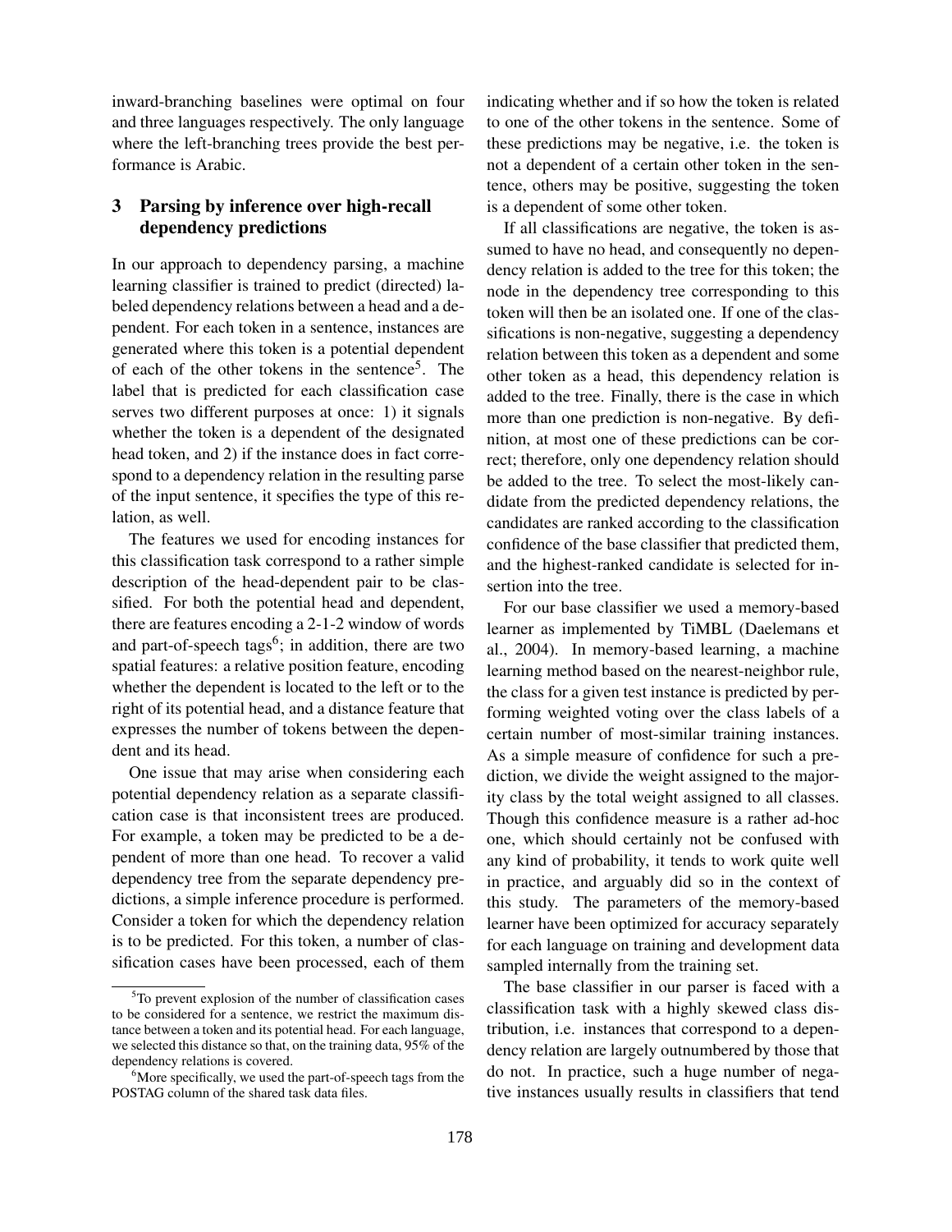inward-branching baselines were optimal on four and three languages respectively. The only language where the left-branching trees provide the best performance is Arabic.

## 3 Parsing by inference over high-recall dependency predictions

In our approach to dependency parsing, a machine learning classifier is trained to predict (directed) labeled dependency relations between a head and a dependent. For each token in a sentence, instances are generated where this token is a potential dependent of each of the other tokens in the sentence[5]. The label that is predicted for each classification case serves two different purposes at once: 1) it signals whether the token is a dependent of the designated head token, and 2) if the instance does in fact correspond to a dependency relation in the resulting parse of the input sentence, it specifies the type of this relation, as well.

The features we used for encoding instances for this classification task correspond to a rather simple description of the head-dependent pair to be classified. For both the potential head and dependent, there are features encoding a 2-1-2 window of words and part-of-speech tags[6]; in addition, there are two spatial features: a relative position feature, encoding whether the dependent is located to the left or to the right of its potential head, and a distance feature that expresses the number of tokens between the dependent and its head.

One issue that may arise when considering each potential dependency relation as a separate classification case is that inconsistent trees are produced. For example, a token may be predicted to be a dependent of more than one head. To recover a valid dependency tree from the separate dependency predictions, a simple inference procedure is performed. Consider a token for which the dependency relation is to be predicted. For this token, a number of classification cases have been processed, each of them indicating whether and if so how the token is related to one of the other tokens in the sentence. Some of these predictions may be negative, i.e. the token is not a dependent of a certain other token in the sentence, others may be positive, suggesting the token is a dependent of some other token.

If all classifications are negative, the token is assumed to have no head, and consequently no dependency relation is added to the tree for this token; the node in the dependency tree corresponding to this token will then be an isolated one. If one of the classifications is non-negative, suggesting a dependency relation between this token as a dependent and some other token as a head, this dependency relation is added to the tree. Finally, there is the case in which more than one prediction is non-negative. By definition, at most one of these predictions can be correct; therefore, only one dependency relation should be added to the tree. To select the most-likely candidate from the predicted dependency relations, the candidates are ranked according to the classification confidence of the base classifier that predicted them, and the highest-ranked candidate is selected for insertion into the tree.

For our base classifier we used a memory-based learner as implemented by TiMBL (Daelemans et al., 2004). In memory-based learning, a machine learning method based on the nearest-neighbor rule, the class for a given test instance is predicted by performing weighted voting over the class labels of a certain number of most-similar training instances. As a simple measure of confidence for such a prediction, we divide the weight assigned to the majority class by the total weight assigned to all classes. Though this confidence measure is a rather ad-hoc one, which should certainly not be confused with any kind of probability, it tends to work quite well in practice, and arguably did so in the context of this study. The parameters of the memory-based learner have been optimized for accuracy separately for each language on training and development data sampled internally from the training set.

The base classifier in our parser is faced with a classification task with a highly skewed class distribution, i.e. instances that correspond to a dependency relation are largely outnumbered by those that do not. In practice, such a huge number of negative instances usually results in classifiers that tend

[5] To prevent explosion of the number of classification cases to be considered for a sentence, we restrict the maximum distance between a token and its potential head. For each language, we selected this distance so that, on the training data, 95% of the dependency relations is covered.

[6] More specifically, we used the part-of-speech tags from the POSTAG column of the shared task data files.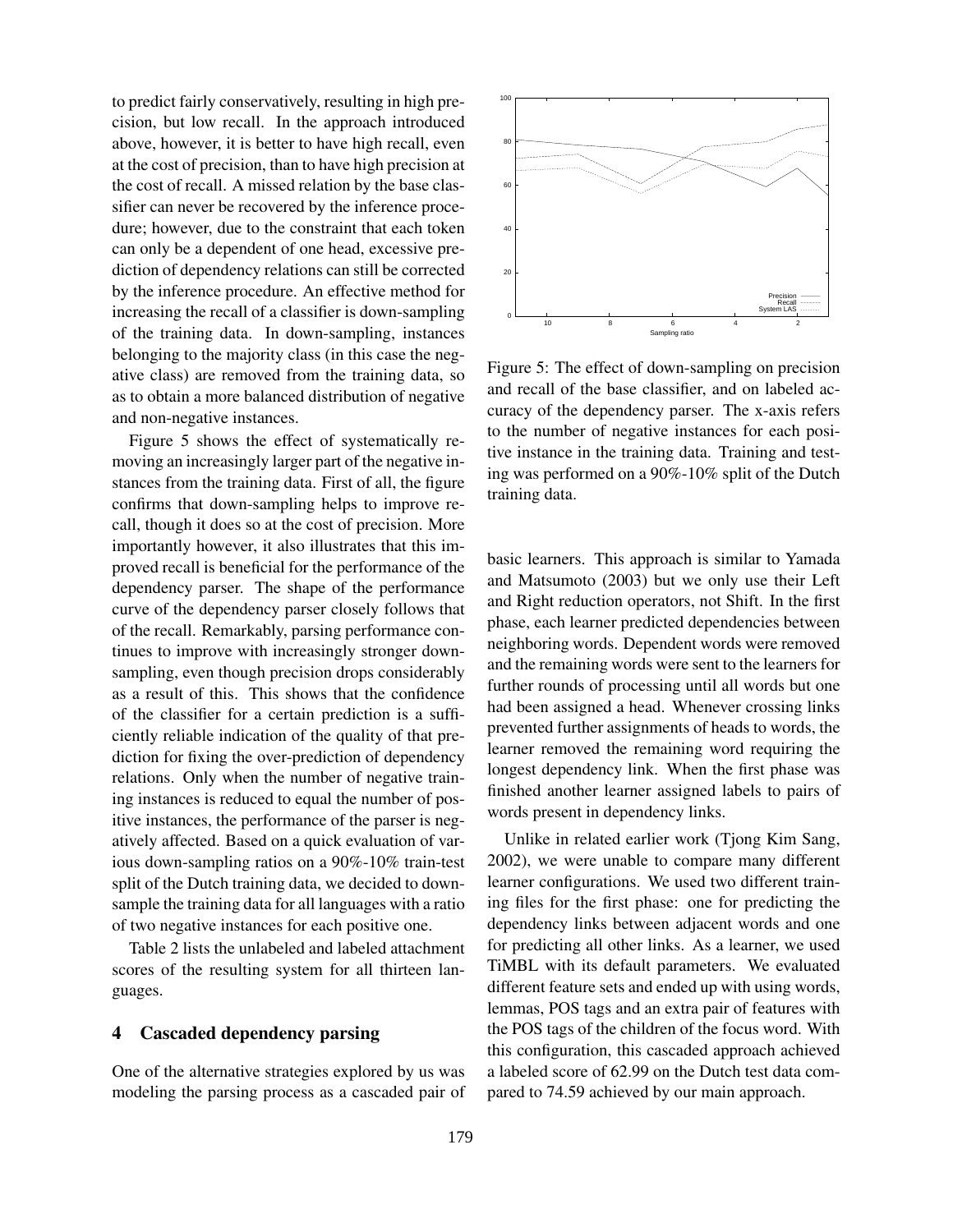to predict fairly conservatively, resulting in high precision, but low recall. In the approach introduced above, however, it is better to have high recall, even at the cost of precision, than to have high precision at the cost of recall. A missed relation by the base classifier can never be recovered by the inference procedure; however, due to the constraint that each token can only be a dependent of one head, excessive prediction of dependency relations can still be corrected by the inference procedure. An effective method for increasing the recall of a classifier is down-sampling of the training data. In down-sampling, instances belonging to the majority class (in this case the negative class) are removed from the training data, so as to obtain a more balanced distribution of negative and non-negative instances.

Figure 5 shows the effect of systematically removing an increasingly larger part of the negative instances from the training data. First of all, the figure confirms that down-sampling helps to improve recall, though it does so at the cost of precision. More importantly however, it also illustrates that this improved recall is beneficial for the performance of the dependency parser. The shape of the performance curve of the dependency parser closely follows that of the recall. Remarkably, parsing performance continues to improve with increasingly stronger down-sampling, even though precision drops considerably as a result of this. This shows that the confidence of the classifier for a certain prediction is a sufficiently reliable indication of the quality of that prediction for fixing the over-prediction of dependency relations. Only when the number of negative training instances is reduced to equal the number of positive instances, the performance of the parser is negatively affected. Based on a quick evaluation of various down-sampling ratios on a 90%-10% train-test split of the Dutch training data, we decided to down-sample the training data for all languages with a ratio of two negative instances for each positive one.

Table 2 lists the unlabeled and labeled attachment scores of the resulting system for all thirteen languages.

Figure 5: The effect of down-sampling on precision and recall of the base classifier, and on labeled accuracy of the dependency parser. The x-axis refers to the number of negative instances for each positive instance in the training data. Training and testing was performed on a 90%-10% split of the Dutch training data.

## 4 Cascaded dependency parsing

One of the alternative strategies explored by us was modeling the parsing process as a cascaded pair of basic learners. This approach is similar to Yamada and Matsumoto (2003) but we only use their Left and Right reduction operators, not Shift. In the first phase, each learner predicted dependencies between neighboring words. Dependent words were removed and the remaining words were sent to the learners for further rounds of processing until all words but one had been assigned a head. Whenever crossing links prevented further assignments of heads to words, the learner removed the remaining word requiring the longest dependency link. When the first phase was finished another learner assigned labels to pairs of words present in dependency links.

Unlike in related earlier work (Tjong Kim Sang, 2002), we were unable to compare many different learner configurations. We used two different training files for the first phase: one for predicting the dependency links between adjacent words and one for predicting all other links. As a learner, we used TiMBL with its default parameters. We evaluated different feature sets and ended up with using words, lemmas, POS tags and an extra pair of features with the POS tags of the children of the focus word. With this configuration, this cascaded approach achieved a labeled score of 62.99 on the Dutch test data compared to 74.59 achieved by our main approach.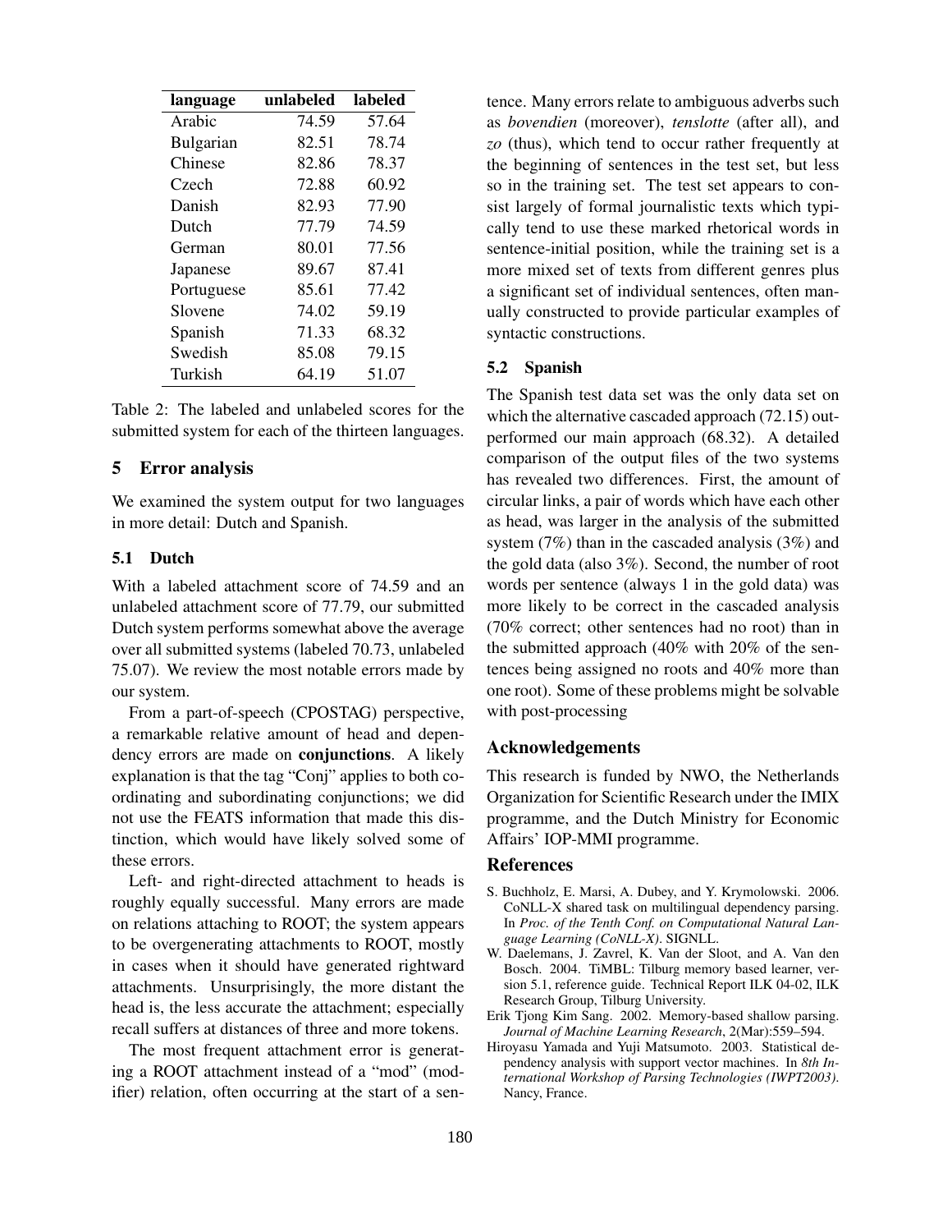| language | unlabeled | labeled |
| --- | --- | --- |
| Arabic | 74.59 | 57.64 |
| Bulgarian | 82.51 | 78.74 |
| Chinese | 82.86 | 78.37 |
| Czech | 72.88 | 60.92 |
| Danish | 82.93 | 77.90 |
| Dutch | 77.79 | 74.59 |
| German | 80.01 | 77.56 |
| Japanese | 89.67 | 87.41 |
| Portuguese | 85.61 | 77.42 |
| Slovene | 74.02 | 59.19 |
| Spanish | 71.33 | 68.32 |
| Swedish | 85.08 | 79.15 |
| Turkish | 64.19 | 51.07 |

Table 2: The labeled and unlabeled scores for the submitted system for each of the thirteen languages.

## 5 Error analysis

We examined the system output for two languages in more detail: Dutch and Spanish.

### 5.1 Dutch

With a labeled attachment score of 74.59 and an unlabeled attachment score of 77.79, our submitted Dutch system performs somewhat above the average over all submitted systems (labeled 70.73, unlabeled 75.07). We review the most notable errors made by our system.

From a part-of-speech (CPOSTAG) perspective, a remarkable relative amount of head and dependency errors are made on **conjunctions**. A likely explanation is that the tag "Conj" applies to both coordinating and subordinating conjunctions; we did not use the FEATS information that made this distinction, which would have likely solved some of these errors.

Left- and right-directed attachment to heads is roughly equally successful. Many errors are made on relations attaching to ROOT; the system appears to be overgenerating attachments to ROOT, mostly in cases when it should have generated rightward attachments. Unsurprisingly, the more distant the head is, the less accurate the attachment; especially recall suffers at distances of three and more tokens.

The most frequent attachment error is generating a ROOT attachment instead of a "mod" (modifier) relation, often occurring at the start of a sentence. Many errors relate to ambiguous adverbs such as *bovendien* (moreover), *tenslotte* (after all), and *zo* (thus), which tend to occur rather frequently at the beginning of sentences in the test set, but less so in the training set. The test set appears to consist largely of formal journalistic texts which typically tend to use these marked rhetorical words in sentence-initial position, while the training set is a more mixed set of texts from different genres plus a significant set of individual sentences, often manually constructed to provide particular examples of syntactic constructions.

### 5.2 Spanish

The Spanish test data set was the only data set on which the alternative cascaded approach (72.15) outperformed our main approach (68.32). A detailed comparison of the output files of the two systems has revealed two differences. First, the amount of circular links, a pair of words which have each other as head, was larger in the analysis of the submitted system (7%) than in the cascaded analysis (3%) and the gold data (also 3%). Second, the number of root words per sentence (always 1 in the gold data) was more likely to be correct in the cascaded analysis (70% correct; other sentences had no root) than in the submitted approach (40% with 20% of the sentences being assigned no roots and 40% more than one root). Some of these problems might be solvable with post-processing

## Acknowledgements

This research is funded by NWO, the Netherlands Organization for Scientific Research under the IMIX programme, and the Dutch Ministry for Economic Affairs' IOP-MMI programme.

## References

S. Buchholz, E. Marsi, A. Dubey, and Y. Krymolowski. 2006. CoNLL-X shared task on multilingual dependency parsing. In *Proc. of the Tenth Conf. on Computational Natural Language Learning (CoNLL-X)*. SIGNLL.

W. Daelemans, J. Zavrel, K. Van der Sloot, and A. Van den Bosch. 2004. TiMBL: Tilburg memory based learner, version 5.1, reference guide. Technical Report ILK 04-02, ILK Research Group, Tilburg University.

Erik Tjong Kim Sang. 2002. Memory-based shallow parsing. *Journal of Machine Learning Research*, 2(Mar):559–594.

Hiroyasu Yamada and Yuji Matsumoto. 2003. Statistical dependency analysis with support vector machines. In *8th International Workshop of Parsing Technologies (IWPT2003)*. Nancy, France.